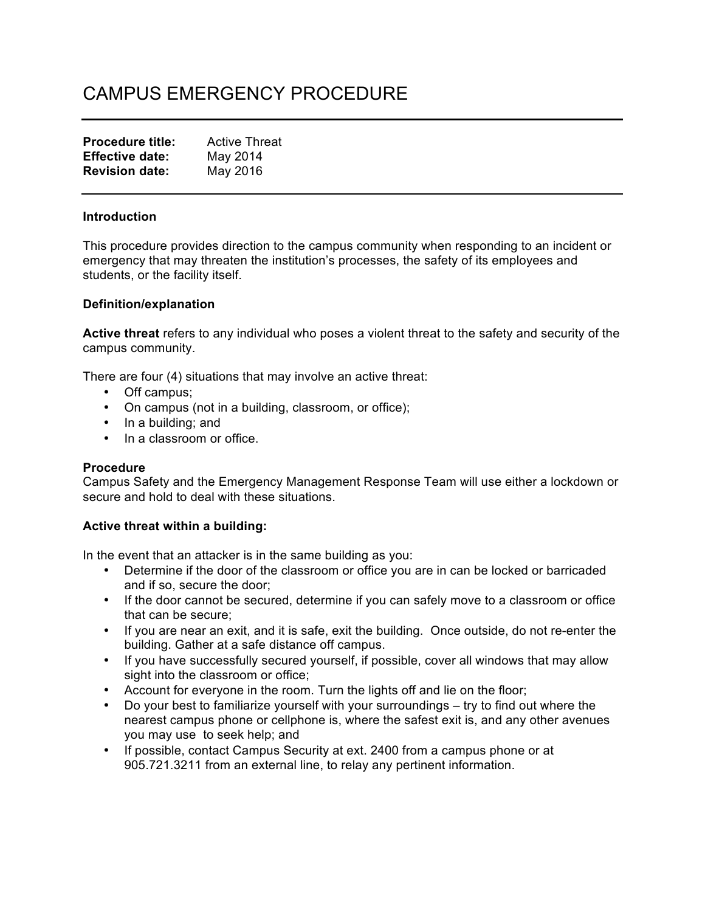# CAMPUS EMERGENCY PROCEDURE

| | |
|---|---|
| **Procedure title:** | Active Threat |
| **Effective date:** | May 2014 |
| **Revision date:** | May 2016 |

**Introduction**

This procedure provides direction to the campus community when responding to an incident or emergency that may threaten the institution's processes, the safety of its employees and students, or the facility itself.

**Definition/explanation**

**Active threat** refers to any individual who poses a violent threat to the safety and security of the campus community.

There are four (4) situations that may involve an active threat:

- Off campus;
- On campus (not in a building, classroom, or office);
- In a building; and
- In a classroom or office.

**Procedure**

Campus Safety and the Emergency Management Response Team will use either a lockdown or secure and hold to deal with these situations.

**Active threat within a building:**

In the event that an attacker is in the same building as you:

- Determine if the door of the classroom or office you are in can be locked or barricaded and if so, secure the door;
- If the door cannot be secured, determine if you can safely move to a classroom or office that can be secure;
- If you are near an exit, and it is safe, exit the building. Once outside, do not re-enter the building. Gather at a safe distance off campus.
- If you have successfully secured yourself, if possible, cover all windows that may allow sight into the classroom or office;
- Account for everyone in the room. Turn the lights off and lie on the floor;
- Do your best to familiarize yourself with your surroundings – try to find out where the nearest campus phone or cellphone is, where the safest exit is, and any other avenues you may use to seek help; and
- If possible, contact Campus Security at ext. 2400 from a campus phone or at 905.721.3211 from an external line, to relay any pertinent information.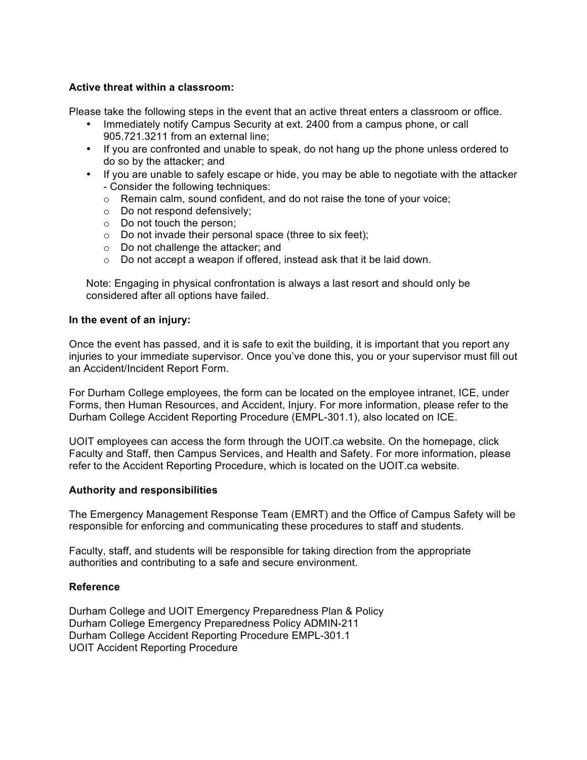**Active threat within a classroom:**

Please take the following steps in the event that an active threat enters a classroom or office.

- Immediately notify Campus Security at ext. 2400 from a campus phone, or call 905.721.3211 from an external line;
- If you are confronted and unable to speak, do not hang up the phone unless ordered to do so by the attacker; and
- If you are unable to safely escape or hide, you may be able to negotiate with the attacker - Consider the following techniques:
  - Remain calm, sound confident, and do not raise the tone of your voice;
  - Do not respond defensively;
  - Do not touch the person;
  - Do not invade their personal space (three to six feet);
  - Do not challenge the attacker; and
  - Do not accept a weapon if offered, instead ask that it be laid down.

Note: Engaging in physical confrontation is always a last resort and should only be considered after all options have failed.

**In the event of an injury:**

Once the event has passed, and it is safe to exit the building, it is important that you report any injuries to your immediate supervisor. Once you've done this, you or your supervisor must fill out an Accident/Incident Report Form.

For Durham College employees, the form can be located on the employee intranet, ICE, under Forms, then Human Resources, and Accident, Injury. For more information, please refer to the Durham College Accident Reporting Procedure (EMPL-301.1), also located on ICE.

UOIT employees can access the form through the UOIT.ca website. On the homepage, click Faculty and Staff, then Campus Services, and Health and Safety. For more information, please refer to the Accident Reporting Procedure, which is located on the UOIT.ca website.

**Authority and responsibilities**

The Emergency Management Response Team (EMRT) and the Office of Campus Safety will be responsible for enforcing and communicating these procedures to staff and students.

Faculty, staff, and students will be responsible for taking direction from the appropriate authorities and contributing to a safe and secure environment.

**Reference**

Durham College and UOIT Emergency Preparedness Plan & Policy
Durham College Emergency Preparedness Policy ADMIN-211
Durham College Accident Reporting Procedure EMPL-301.1
UOIT Accident Reporting Procedure